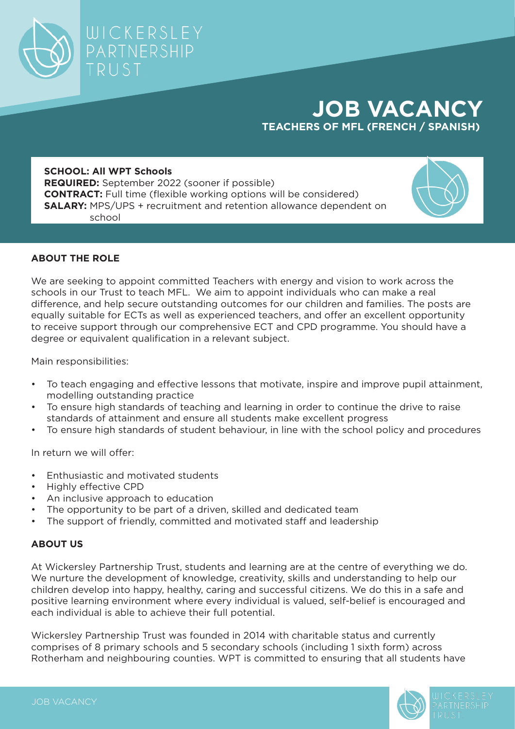WICKERSLEY PARTNERSHIP TRUST

# JOB VACANCY

## TEACHERS OF MFL (FRENCH / SPANISH)

**SCHOOL: All WPT Schools**
**REQUIRED:** September 2022 (sooner if possible)
**CONTRACT:** Full time (flexible working options will be considered)
**SALARY:** MPS/UPS + recruitment and retention allowance dependent on school

### ABOUT THE ROLE

We are seeking to appoint committed Teachers with energy and vision to work across the schools in our Trust to teach MFL. We aim to appoint individuals who can make a real difference, and help secure outstanding outcomes for our children and families. The posts are equally suitable for ECTs as well as experienced teachers, and offer an excellent opportunity to receive support through our comprehensive ECT and CPD programme. You should have a degree or equivalent qualification in a relevant subject.

Main responsibilities:

- To teach engaging and effective lessons that motivate, inspire and improve pupil attainment, modelling outstanding practice
- To ensure high standards of teaching and learning in order to continue the drive to raise standards of attainment and ensure all students make excellent progress
- To ensure high standards of student behaviour, in line with the school policy and procedures

In return we will offer:

- Enthusiastic and motivated students
- Highly effective CPD
- An inclusive approach to education
- The opportunity to be part of a driven, skilled and dedicated team
- The support of friendly, committed and motivated staff and leadership

### ABOUT US

At Wickersley Partnership Trust, students and learning are at the centre of everything we do. We nurture the development of knowledge, creativity, skills and understanding to help our children develop into happy, healthy, caring and successful citizens. We do this in a safe and positive learning environment where every individual is valued, self-belief is encouraged and each individual is able to achieve their full potential.

Wickersley Partnership Trust was founded in 2014 with charitable status and currently comprises of 8 primary schools and 5 secondary schools (including 1 sixth form) across Rotherham and neighbouring counties. WPT is committed to ensuring that all students have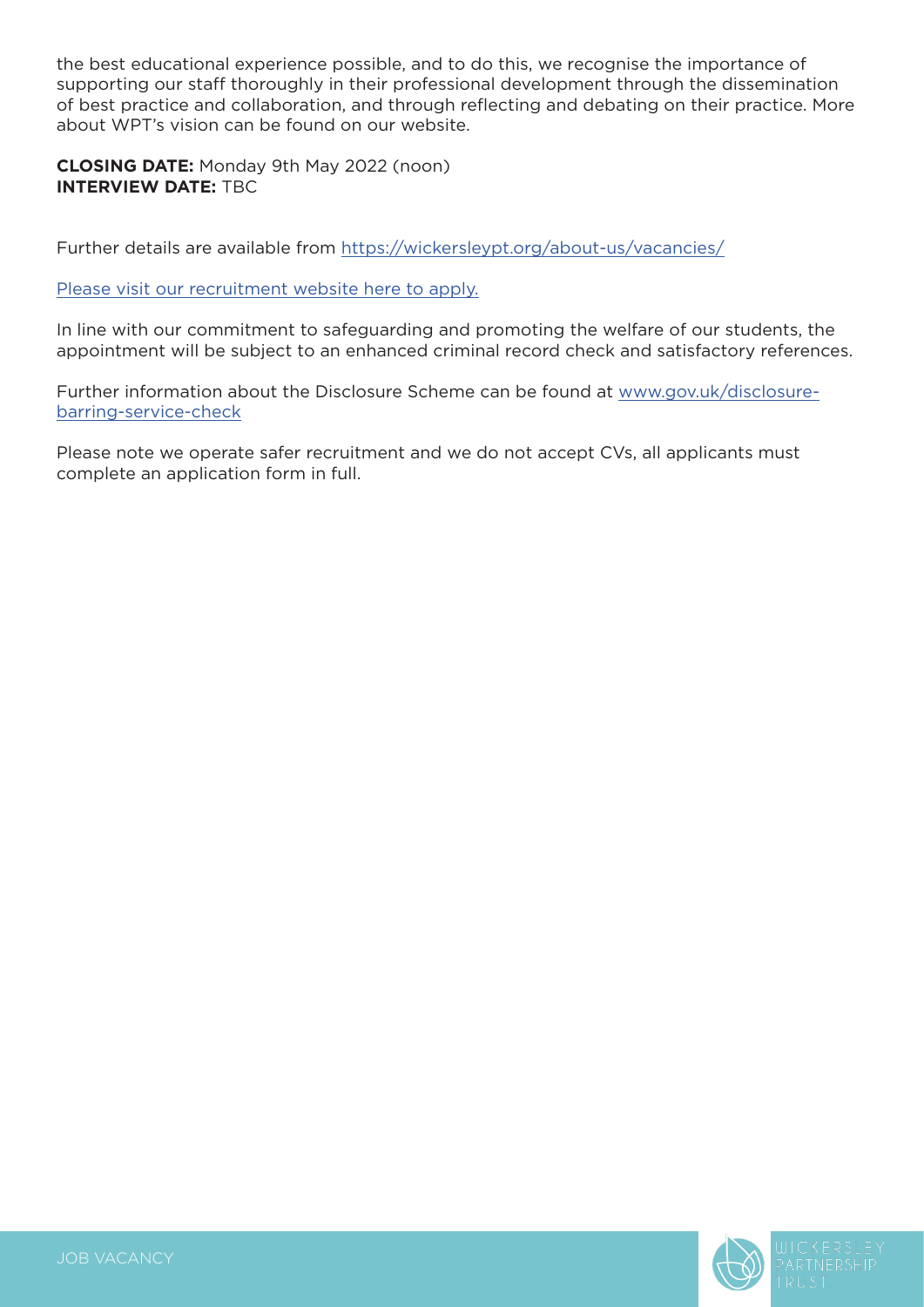the best educational experience possible, and to do this, we recognise the importance of supporting our staff thoroughly in their professional development through the dissemination of best practice and collaboration, and through reflecting and debating on their practice. More about WPT's vision can be found on our website.

**CLOSING DATE:** Monday 9th May 2022 (noon)
**INTERVIEW DATE:** TBC

Further details are available from https://wickersleypt.org/about-us/vacancies/

Please visit our recruitment website here to apply.

In line with our commitment to safeguarding and promoting the welfare of our students, the appointment will be subject to an enhanced criminal record check and satisfactory references.

Further information about the Disclosure Scheme can be found at www.gov.uk/disclosure-barring-service-check

Please note we operate safer recruitment and we do not accept CVs, all applicants must complete an application form in full.